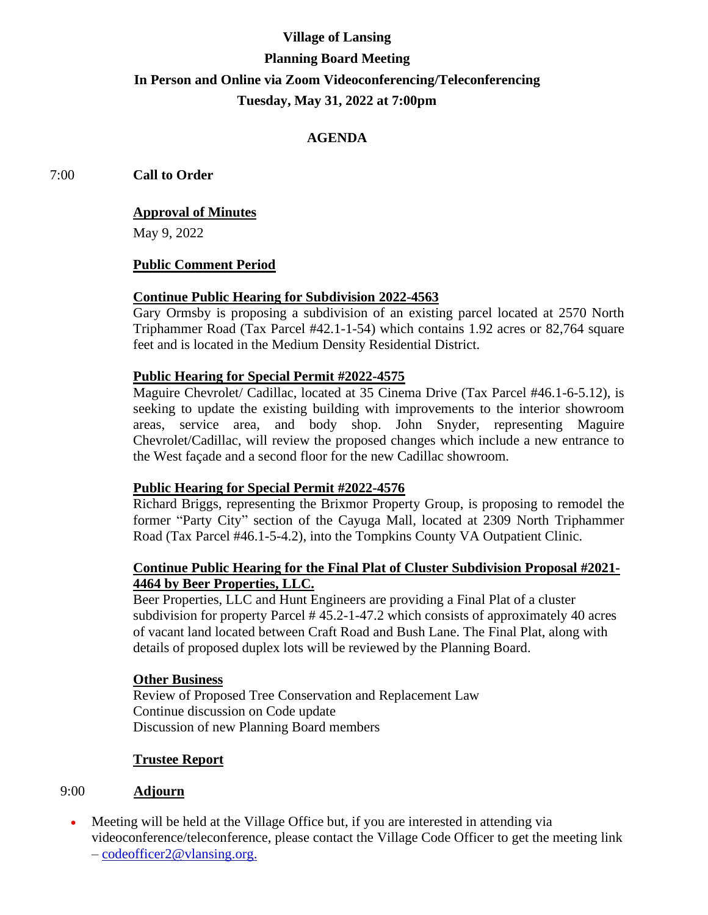# Village of Lansing

## Planning Board Meeting

## In Person and Online via Zoom Videoconferencing/Teleconferencing

## Tuesday, May 31, 2022 at 7:00pm

### AGENDA

7:00 **Call to Order**

**Approval of Minutes**

May 9, 2022

**Public Comment Period**

**Continue Public Hearing for Subdivision 2022-4563**

Gary Ormsby is proposing a subdivision of an existing parcel located at 2570 North Triphammer Road (Tax Parcel #42.1-1-54) which contains 1.92 acres or 82,764 square feet and is located in the Medium Density Residential District.

**Public Hearing for Special Permit #2022-4575**

Maguire Chevrolet/ Cadillac, located at 35 Cinema Drive (Tax Parcel #46.1-6-5.12), is seeking to update the existing building with improvements to the interior showroom areas, service area, and body shop. John Snyder, representing Maguire Chevrolet/Cadillac, will review the proposed changes which include a new entrance to the West façade and a second floor for the new Cadillac showroom.

**Public Hearing for Special Permit #2022-4576**

Richard Briggs, representing the Brixmor Property Group, is proposing to remodel the former "Party City" section of the Cayuga Mall, located at 2309 North Triphammer Road (Tax Parcel #46.1-5-4.2), into the Tompkins County VA Outpatient Clinic.

**Continue Public Hearing for the Final Plat of Cluster Subdivision Proposal #2021-4464 by Beer Properties, LLC.**

Beer Properties, LLC and Hunt Engineers are providing a Final Plat of a cluster subdivision for property Parcel # 45.2-1-47.2 which consists of approximately 40 acres of vacant land located between Craft Road and Bush Lane. The Final Plat, along with details of proposed duplex lots will be reviewed by the Planning Board.

**Other Business**

Review of Proposed Tree Conservation and Replacement Law
Continue discussion on Code update
Discussion of new Planning Board members

**Trustee Report**

9:00 **Adjourn**

- Meeting will be held at the Village Office but, if you are interested in attending via videoconference/teleconference, please contact the Village Code Officer to get the meeting link – codeofficer2@vlansing.org.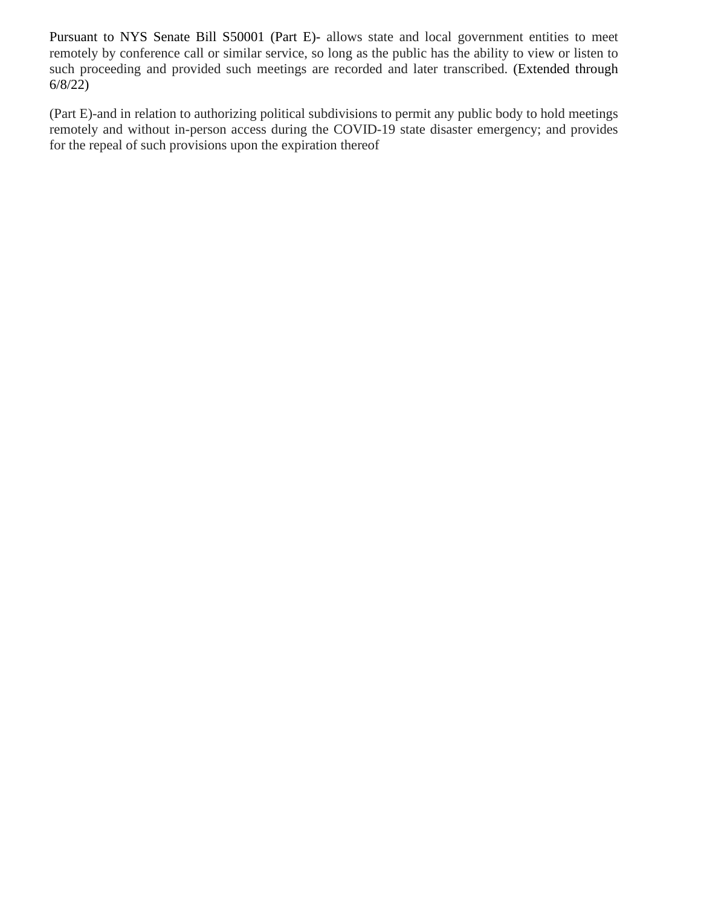Pursuant to NYS Senate Bill S50001 (Part E)- allows state and local government entities to meet remotely by conference call or similar service, so long as the public has the ability to view or listen to such proceeding and provided such meetings are recorded and later transcribed. (Extended through 6/8/22)

(Part E)-and in relation to authorizing political subdivisions to permit any public body to hold meetings remotely and without in-person access during the COVID-19 state disaster emergency; and provides for the repeal of such provisions upon the expiration thereof